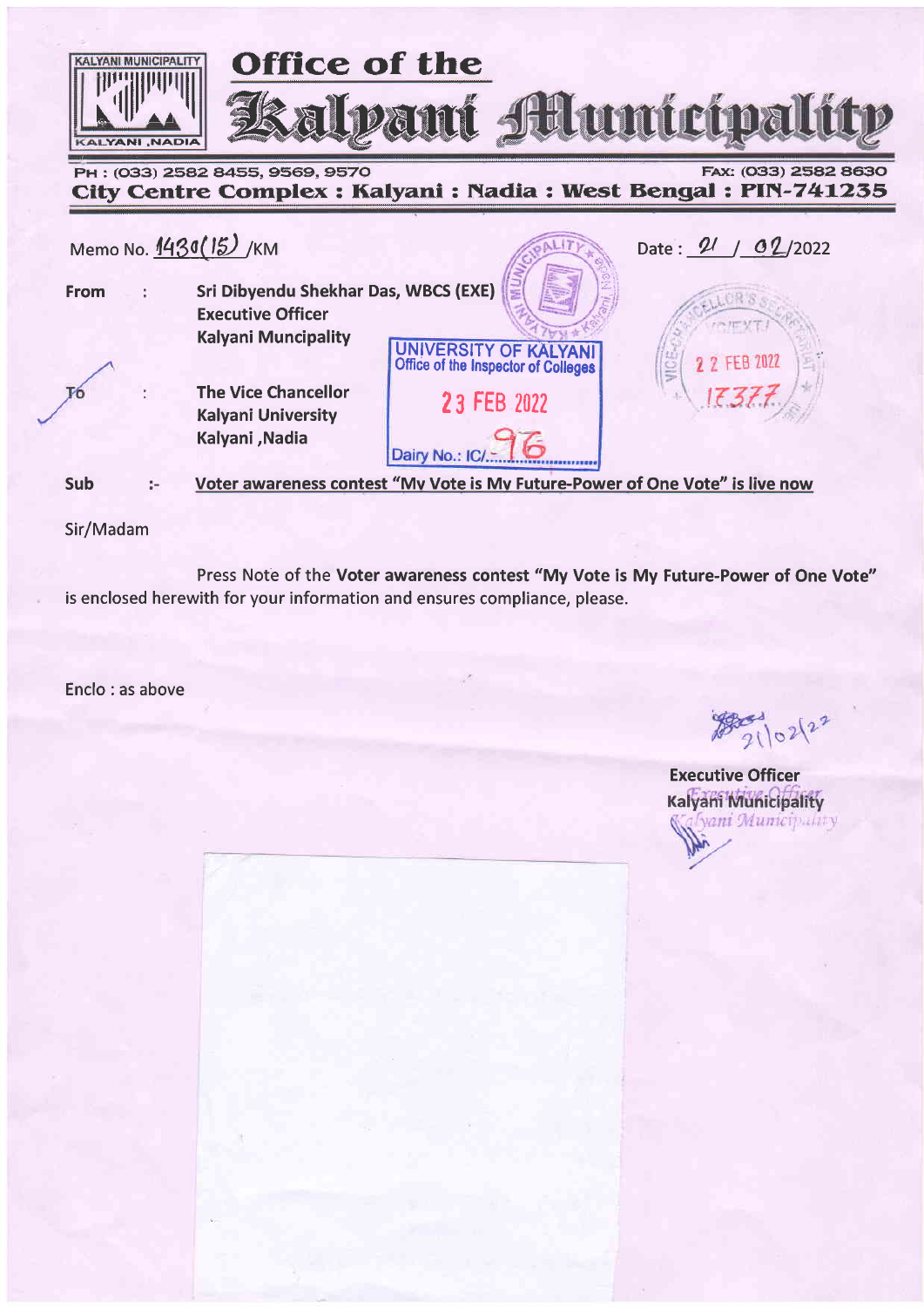KALYANI MUNICIPALITY
KALYANI ,NADIA

# Office of the Kalyani Municipality

PH : (033) 2582 8455, 9569, 9570 FAX: (033) 2582 8630

**City Centre Complex : Kalyani : Nadia : West Bengal : PIN-741235**

Memo No. 1430(15) /KM Date : 21 / 02/2022

**From** : **Sri Dibyendu Shekhar Das, WBCS (EXE)**
**Executive Officer**
**Kalyani Muncipality**

UNIVERSITY OF KALYANI
Office of the Inspector of Colleges
23 FEB 2022
Dairy No.: IC/ 96

VICE-CHANCELLOR'S SECRETARIAT
22 FEB 2022
17377

**To** : **The Vice Chancellor**
**Kalyani University**
**Kalyani ,Nadia**

**Sub** :- **Voter awareness contest "My Vote is My Future-Power of One Vote" is live now**

Sir/Madam

Press Note of the **Voter awareness contest "My Vote is My Future-Power of One Vote"** is enclosed herewith for your information and ensures compliance, please.

Enclo : as above

21/02/22

**Executive Officer**
**Kalyani Municipality**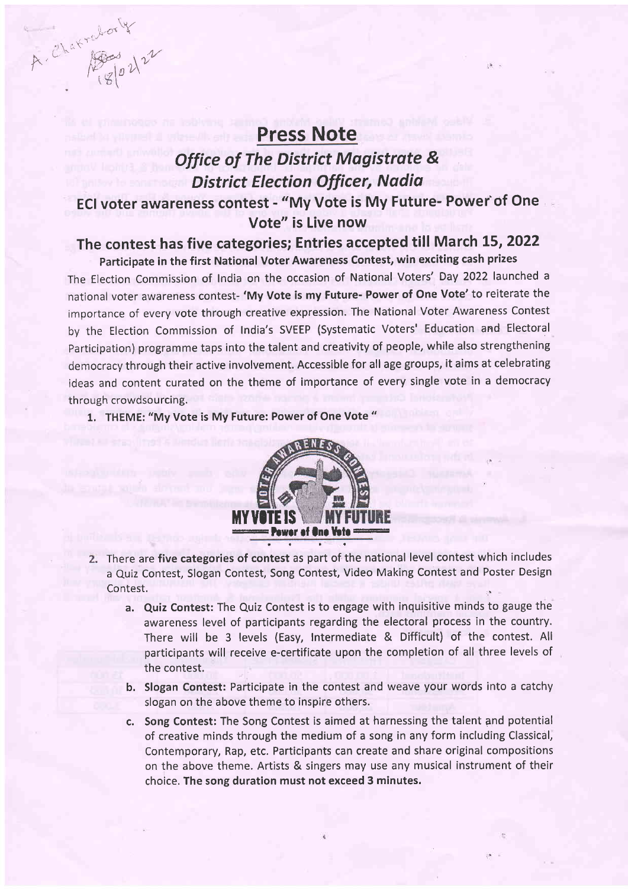A. Chakraborty
18/02/22

# Press Note

## *Office of The District Magistrate & District Election Officer, Nadia*

## ECI voter awareness contest - "My Vote is My Future- Power of One Vote" is Live now

## The contest has five categories; Entries accepted till March 15, 2022

**Participate in the first National Voter Awareness Contest, win exciting cash prizes**

The Election Commission of India on the occasion of National Voters' Day 2022 launched a national voter awareness contest- **'My Vote is my Future- Power of One Vote'** to reiterate the importance of every vote through creative expression. The National Voter Awareness Contest by the Election Commission of India's SVEEP (Systematic Voters' Education and Electoral Participation) programme taps into the talent and creativity of people, while also strengthening democracy through their active involvement. Accessible for all age groups, it aims at celebrating ideas and content curated on the theme of importance of every single vote in a democracy through crowdsourcing.

1. **THEME: "My Vote is My Future: Power of One Vote "**

2. There are **five categories of contest** as part of the national level contest which includes a Quiz Contest, Slogan Contest, Song Contest, Video Making Contest and Poster Design Contest.
   a. **Quiz Contest:** The Quiz Contest is to engage with inquisitive minds to gauge the awareness level of participants regarding the electoral process in the country. There will be 3 levels (Easy, Intermediate & Difficult) of the contest. All participants will receive e-certificate upon the completion of all three levels of the contest.
   b. **Slogan Contest:** Participate in the contest and weave your words into a catchy slogan on the above theme to inspire others.
   c. **Song Contest:** The Song Contest is aimed at harnessing the talent and potential of creative minds through the medium of a song in any form including Classical, Contemporary, Rap, etc. Participants can create and share original compositions on the above theme. Artists & singers may use any musical instrument of their choice. **The song duration must not exceed 3 minutes.**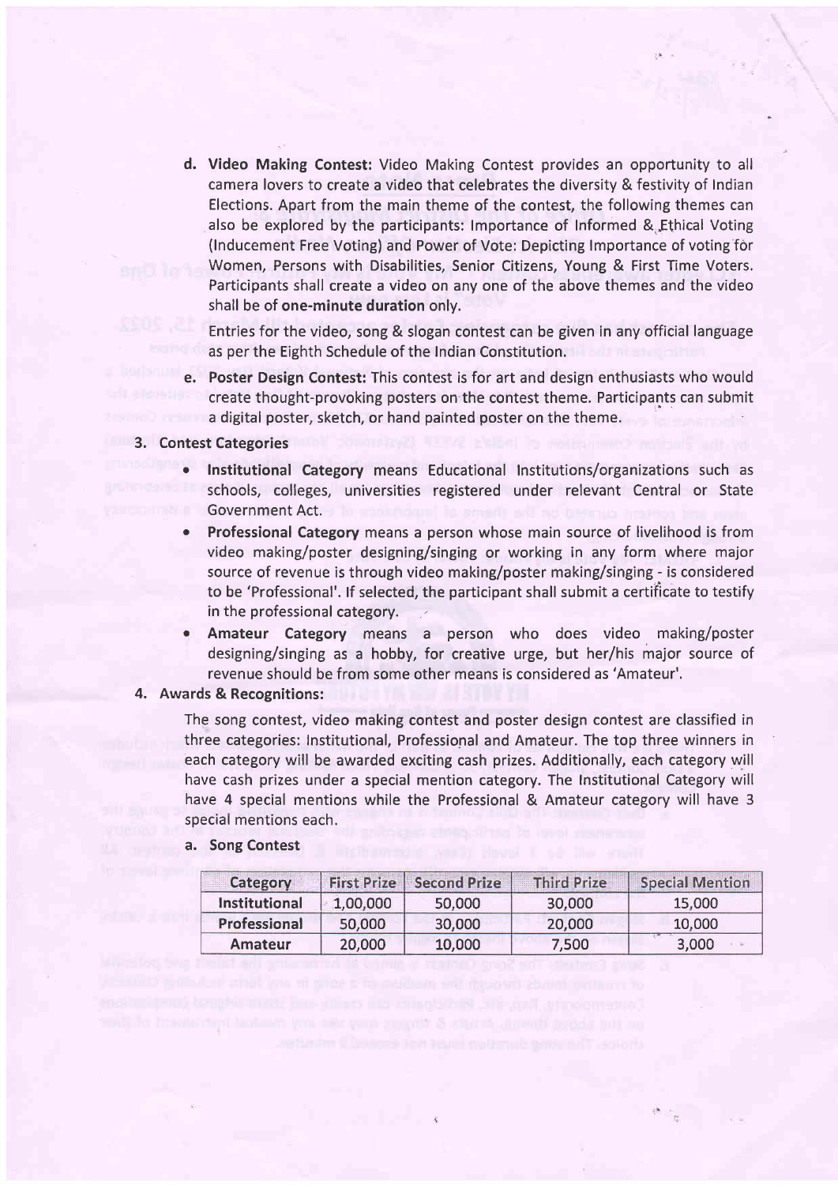d. **Video Making Contest:** Video Making Contest provides an opportunity to all camera lovers to create a video that celebrates the diversity & festivity of Indian Elections. Apart from the main theme of the contest, the following themes can also be explored by the participants: Importance of Informed & Ethical Voting (Inducement Free Voting) and Power of Vote: Depicting Importance of voting for Women, Persons with Disabilities, Senior Citizens, Young & First Time Voters. Participants shall create a video on any one of the above themes and the video shall be of **one-minute duration** only.

   Entries for the video, song & slogan contest can be given in any official language as per the Eighth Schedule of the Indian Constitution.

e. **Poster Design Contest:** This contest is for art and design enthusiasts who would create thought-provoking posters on the contest theme. Participants can submit a digital poster, sketch, or hand painted poster on the theme.

**3. Contest Categories**

- **Institutional Category** means Educational Institutions/organizations such as schools, colleges, universities registered under relevant Central or State Government Act.
- **Professional Category** means a person whose main source of livelihood is from video making/poster designing/singing or working in any form where major source of revenue is through video making/poster making/singing - is considered to be 'Professional'. If selected, the participant shall submit a certificate to testify in the professional category.
- **Amateur Category** means a person who does video making/poster designing/singing as a hobby, for creative urge, but her/his major source of revenue should be from some other means is considered as 'Amateur'.

**4. Awards & Recognitions:**

The song contest, video making contest and poster design contest are classified in three categories: Institutional, Professional and Amateur. The top three winners in each category will be awarded exciting cash prizes. Additionally, each category will have cash prizes under a special mention category. The Institutional Category will have 4 special mentions while the Professional & Amateur category will have 3 special mentions each.

**a. Song Contest**

| Category | First Prize | Second Prize | Third Prize | Special Mention |
|---|---|---|---|---|
| **Institutional** | 1,00,000 | 50,000 | 30,000 | 15,000 |
| **Professional** | 50,000 | 30,000 | 20,000 | 10,000 |
| **Amateur** | 20,000 | 10,000 | 7,500 | 3,000 |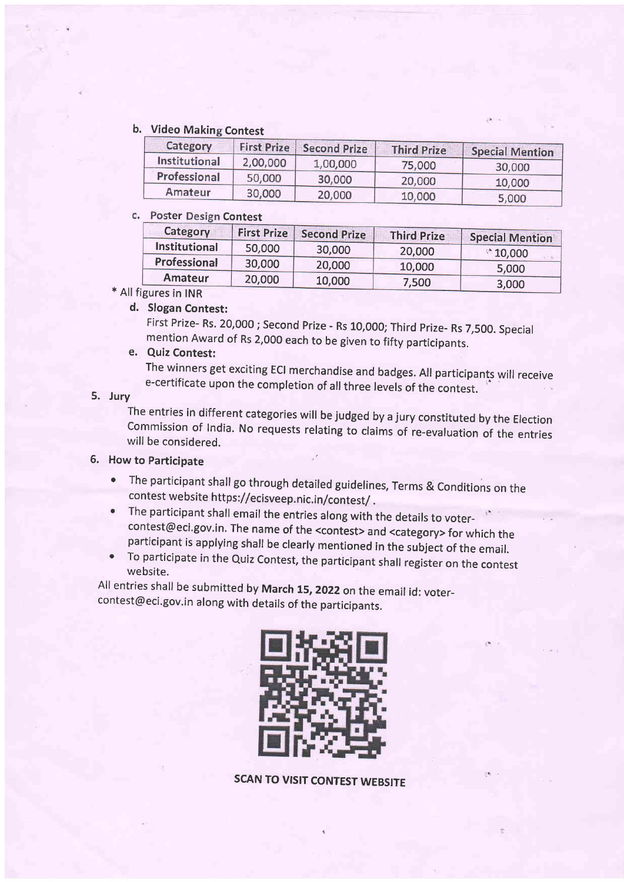b. **Video Making Contest**

| Category | First Prize | Second Prize | Third Prize | Special Mention |
|---|---|---|---|---|
| Institutional | 2,00,000 | 1,00,000 | 75,000 | 30,000 |
| Professional | 50,000 | 30,000 | 20,000 | 10,000 |
| Amateur | 30,000 | 20,000 | 10,000 | 5,000 |

c. **Poster Design Contest**

| Category | First Prize | Second Prize | Third Prize | Special Mention |
|---|---|---|---|---|
| Institutional | 50,000 | 30,000 | 20,000 | 10,000 |
| Professional | 30,000 | 20,000 | 10,000 | 5,000 |
| Amateur | 20,000 | 10,000 | 7,500 | 3,000 |

* All figures in INR

d. **Slogan Contest:**

First Prize- Rs. 20,000 ; Second Prize - Rs 10,000; Third Prize- Rs 7,500. Special mention Award of Rs 2,000 each to be given to fifty participants.

e. **Quiz Contest:**

The winners get exciting ECI merchandise and badges. All participants will receive e-certificate upon the completion of all three levels of the contest.

## 5. Jury

The entries in different categories will be judged by a jury constituted by the Election Commission of India. No requests relating to claims of re-evaluation of the entries will be considered.

## 6. How to Participate

- The participant shall go through detailed guidelines, Terms & Conditions on the contest website https://ecisveep.nic.in/contest/ .
- The participant shall email the entries along with the details to voter-contest@eci.gov.in. The name of the <contest> and <category> for which the participant is applying shall be clearly mentioned in the subject of the email.
- To participate in the Quiz Contest, the participant shall register on the contest website.

All entries shall be submitted by **March 15, 2022** on the email id: voter-contest@eci.gov.in along with details of the participants.

**SCAN TO VISIT CONTEST WEBSITE**